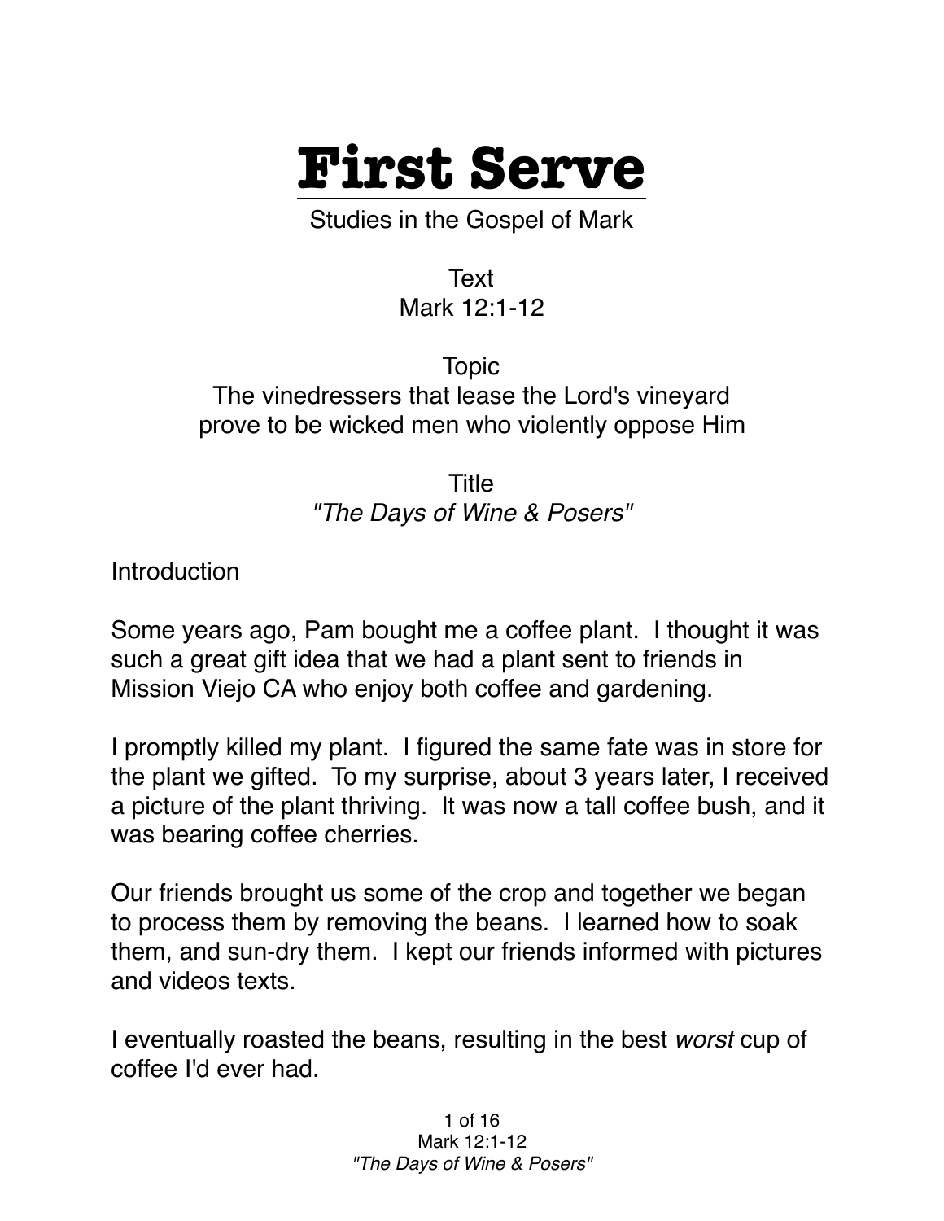# First Serve

Studies in the Gospel of Mark

Text
Mark 12:1-12

Topic
The vinedressers that lease the Lord's vineyard prove to be wicked men who violently oppose Him

Title
*"The Days of Wine & Posers"*

Introduction

Some years ago, Pam bought me a coffee plant. I thought it was such a great gift idea that we had a plant sent to friends in Mission Viejo CA who enjoy both coffee and gardening.

I promptly killed my plant. I figured the same fate was in store for the plant we gifted. To my surprise, about 3 years later, I received a picture of the plant thriving. It was now a tall coffee bush, and it was bearing coffee cherries.

Our friends brought us some of the crop and together we began to process them by removing the beans. I learned how to soak them, and sun-dry them. I kept our friends informed with pictures and videos texts.

I eventually roasted the beans, resulting in the best *worst* cup of coffee I'd ever had.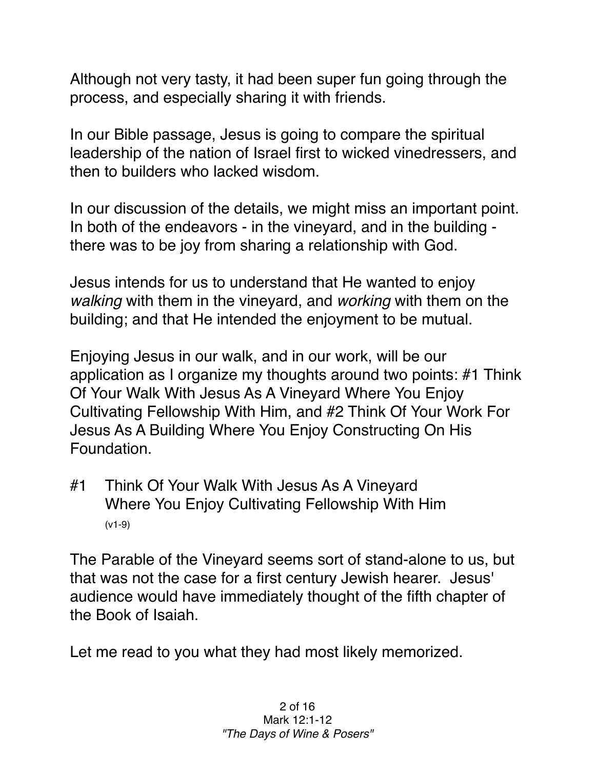Although not very tasty, it had been super fun going through the process, and especially sharing it with friends.

In our Bible passage, Jesus is going to compare the spiritual leadership of the nation of Israel first to wicked vinedressers, and then to builders who lacked wisdom.

In our discussion of the details, we might miss an important point. In both of the endeavors - in the vineyard, and in the building - there was to be joy from sharing a relationship with God.

Jesus intends for us to understand that He wanted to enjoy *walking* with them in the vineyard, and *working* with them on the building; and that He intended the enjoyment to be mutual.

Enjoying Jesus in our walk, and in our work, will be our application as I organize my thoughts around two points: #1 Think Of Your Walk With Jesus As A Vineyard Where You Enjoy Cultivating Fellowship With Him, and #2 Think Of Your Work For Jesus As A Building Where You Enjoy Constructing On His Foundation.

## #1 Think Of Your Walk With Jesus As A Vineyard Where You Enjoy Cultivating Fellowship With Him

(v1-9)

The Parable of the Vineyard seems sort of stand-alone to us, but that was not the case for a first century Jewish hearer. Jesus' audience would have immediately thought of the fifth chapter of the Book of Isaiah.

Let me read to you what they had most likely memorized.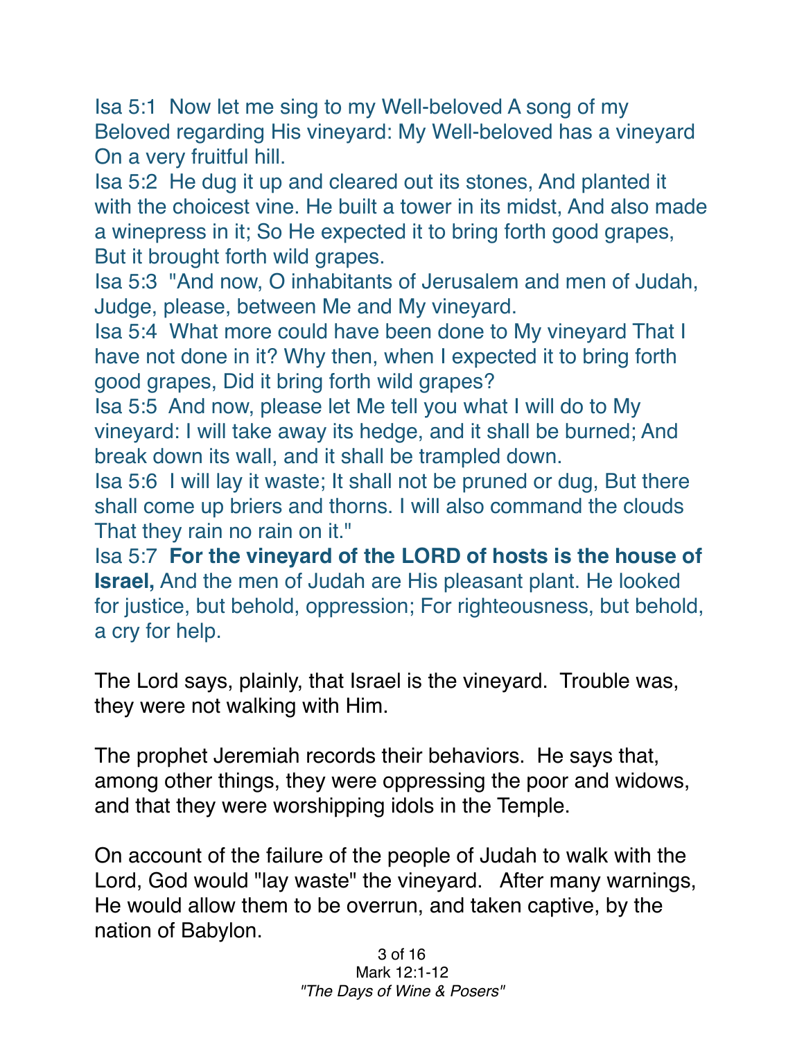Isa 5:1  Now let me sing to my Well-beloved A song of my Beloved regarding His vineyard: My Well-beloved has a vineyard On a very fruitful hill.
Isa 5:2  He dug it up and cleared out its stones, And planted it with the choicest vine. He built a tower in its midst, And also made a winepress in it; So He expected it to bring forth good grapes, But it brought forth wild grapes.
Isa 5:3  "And now, O inhabitants of Jerusalem and men of Judah, Judge, please, between Me and My vineyard.
Isa 5:4  What more could have been done to My vineyard That I have not done in it? Why then, when I expected it to bring forth good grapes, Did it bring forth wild grapes?
Isa 5:5  And now, please let Me tell you what I will do to My vineyard: I will take away its hedge, and it shall be burned; And break down its wall, and it shall be trampled down.
Isa 5:6  I will lay it waste; It shall not be pruned or dug, But there shall come up briers and thorns. I will also command the clouds That they rain no rain on it."
Isa 5:7  **For the vineyard of the LORD of hosts is the house of Israel,** And the men of Judah are His pleasant plant. He looked for justice, but behold, oppression; For righteousness, but behold, a cry for help.

The Lord says, plainly, that Israel is the vineyard.  Trouble was, they were not walking with Him.

The prophet Jeremiah records their behaviors.  He says that, among other things, they were oppressing the poor and widows, and that they were worshipping idols in the Temple.

On account of the failure of the people of Judah to walk with the Lord, God would "lay waste" the vineyard.   After many warnings, He would allow them to be overrun, and taken captive, by the nation of Babylon.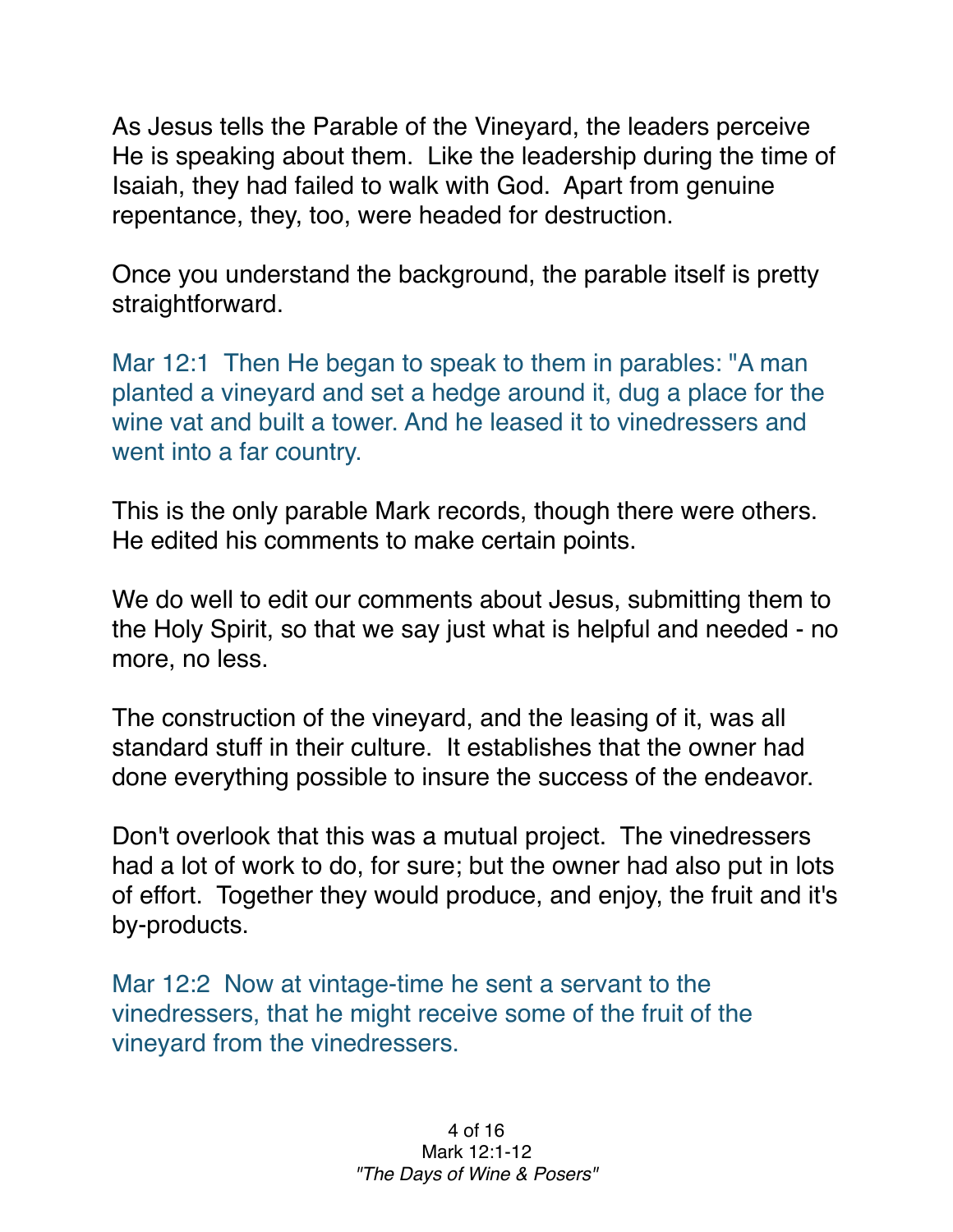As Jesus tells the Parable of the Vineyard, the leaders perceive He is speaking about them. Like the leadership during the time of Isaiah, they had failed to walk with God. Apart from genuine repentance, they, too, were headed for destruction.

Once you understand the background, the parable itself is pretty straightforward.

Mar 12:1 Then He began to speak to them in parables: "A man planted a vineyard and set a hedge around it, dug a place for the wine vat and built a tower. And he leased it to vinedressers and went into a far country.

This is the only parable Mark records, though there were others. He edited his comments to make certain points.

We do well to edit our comments about Jesus, submitting them to the Holy Spirit, so that we say just what is helpful and needed - no more, no less.

The construction of the vineyard, and the leasing of it, was all standard stuff in their culture. It establishes that the owner had done everything possible to insure the success of the endeavor.

Don't overlook that this was a mutual project. The vinedressers had a lot of work to do, for sure; but the owner had also put in lots of effort. Together they would produce, and enjoy, the fruit and it's by-products.

Mar 12:2 Now at vintage-time he sent a servant to the vinedressers, that he might receive some of the fruit of the vineyard from the vinedressers.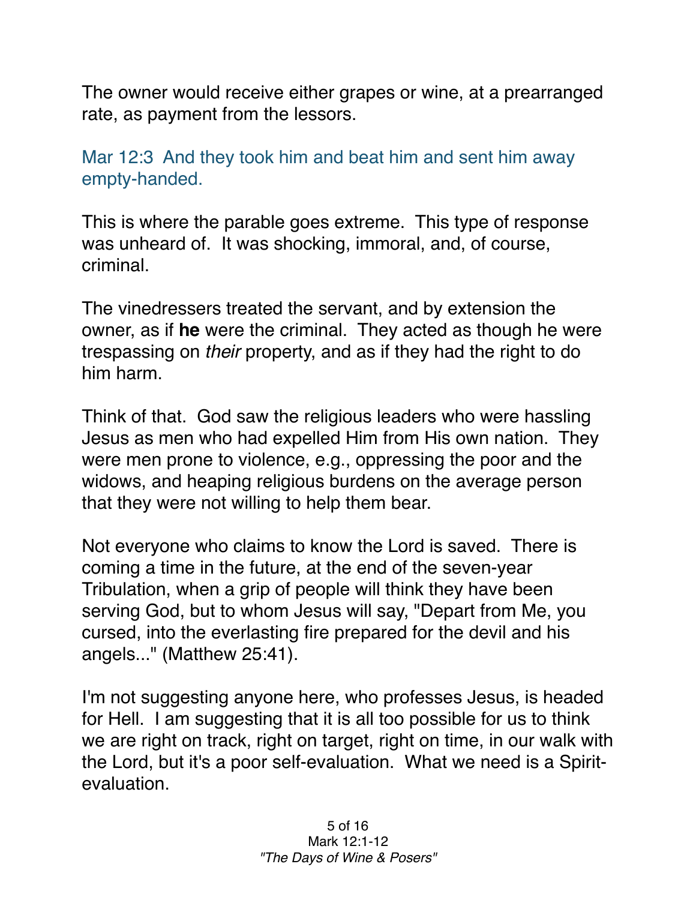The owner would receive either grapes or wine, at a prearranged rate, as payment from the lessors.

Mar 12:3  And they took him and beat him and sent him away empty-handed.

This is where the parable goes extreme.  This type of response was unheard of.  It was shocking, immoral, and, of course, criminal.

The vinedressers treated the servant, and by extension the owner, as if **he** were the criminal.  They acted as though he were trespassing on *their* property, and as if they had the right to do him harm.

Think of that.  God saw the religious leaders who were hassling Jesus as men who had expelled Him from His own nation.  They were men prone to violence, e.g., oppressing the poor and the widows, and heaping religious burdens on the average person that they were not willing to help them bear.

Not everyone who claims to know the Lord is saved.  There is coming a time in the future, at the end of the seven-year Tribulation, when a grip of people will think they have been serving God, but to whom Jesus will say, "Depart from Me, you cursed, into the everlasting fire prepared for the devil and his angels..." (Matthew 25:41).

I'm not suggesting anyone here, who professes Jesus, is headed for Hell.  I am suggesting that it is all too possible for us to think we are right on track, right on target, right on time, in our walk with the Lord, but it's a poor self-evaluation.  What we need is a Spirit-evaluation.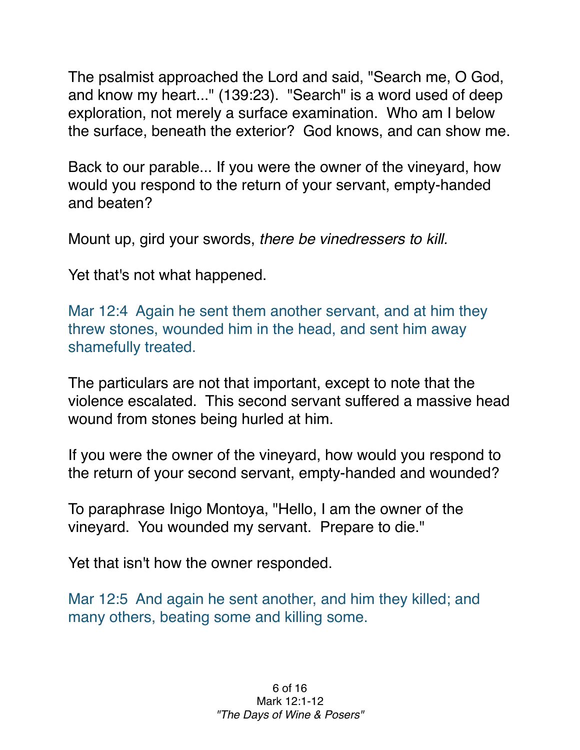The psalmist approached the Lord and said, "Search me, O God, and know my heart..." (139:23). "Search" is a word used of deep exploration, not merely a surface examination. Who am I below the surface, beneath the exterior? God knows, and can show me.

Back to our parable... If you were the owner of the vineyard, how would you respond to the return of your servant, empty-handed and beaten?

Mount up, gird your swords, *there be vinedressers to kill.*

Yet that's not what happened.

Mar 12:4 Again he sent them another servant, and at him they threw stones, wounded him in the head, and sent him away shamefully treated.

The particulars are not that important, except to note that the violence escalated. This second servant suffered a massive head wound from stones being hurled at him.

If you were the owner of the vineyard, how would you respond to the return of your second servant, empty-handed and wounded?

To paraphrase Inigo Montoya, "Hello, I am the owner of the vineyard. You wounded my servant. Prepare to die."

Yet that isn't how the owner responded.

Mar 12:5 And again he sent another, and him they killed; and many others, beating some and killing some.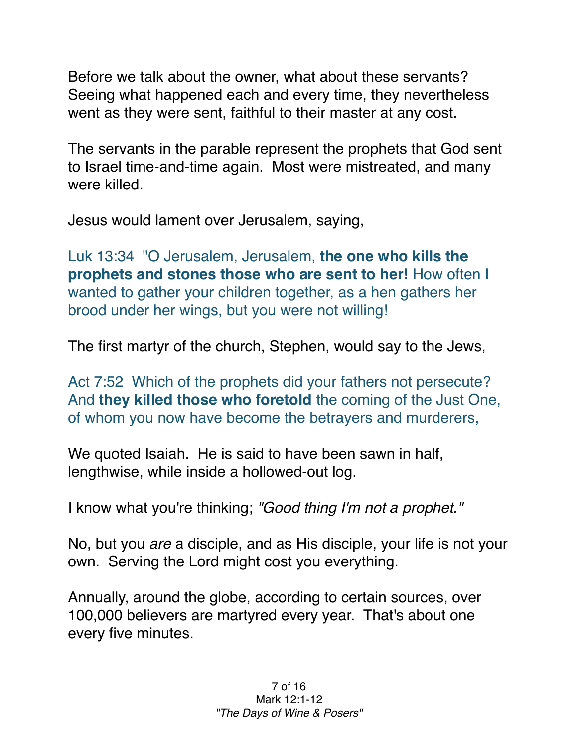Before we talk about the owner, what about these servants? Seeing what happened each and every time, they nevertheless went as they were sent, faithful to their master at any cost.

The servants in the parable represent the prophets that God sent to Israel time-and-time again. Most were mistreated, and many were killed.

Jesus would lament over Jerusalem, saying,

Luk 13:34 "O Jerusalem, Jerusalem, **the one who kills the prophets and stones those who are sent to her!** How often I wanted to gather your children together, as a hen gathers her brood under her wings, but you were not willing!

The first martyr of the church, Stephen, would say to the Jews,

Act 7:52 Which of the prophets did your fathers not persecute? And **they killed those who foretold** the coming of the Just One, of whom you now have become the betrayers and murderers,

We quoted Isaiah. He is said to have been sawn in half, lengthwise, while inside a hollowed-out log.

I know what you're thinking; *"Good thing I'm not a prophet."*

No, but you *are* a disciple, and as His disciple, your life is not your own. Serving the Lord might cost you everything.

Annually, around the globe, according to certain sources, over 100,000 believers are martyred every year. That's about one every five minutes.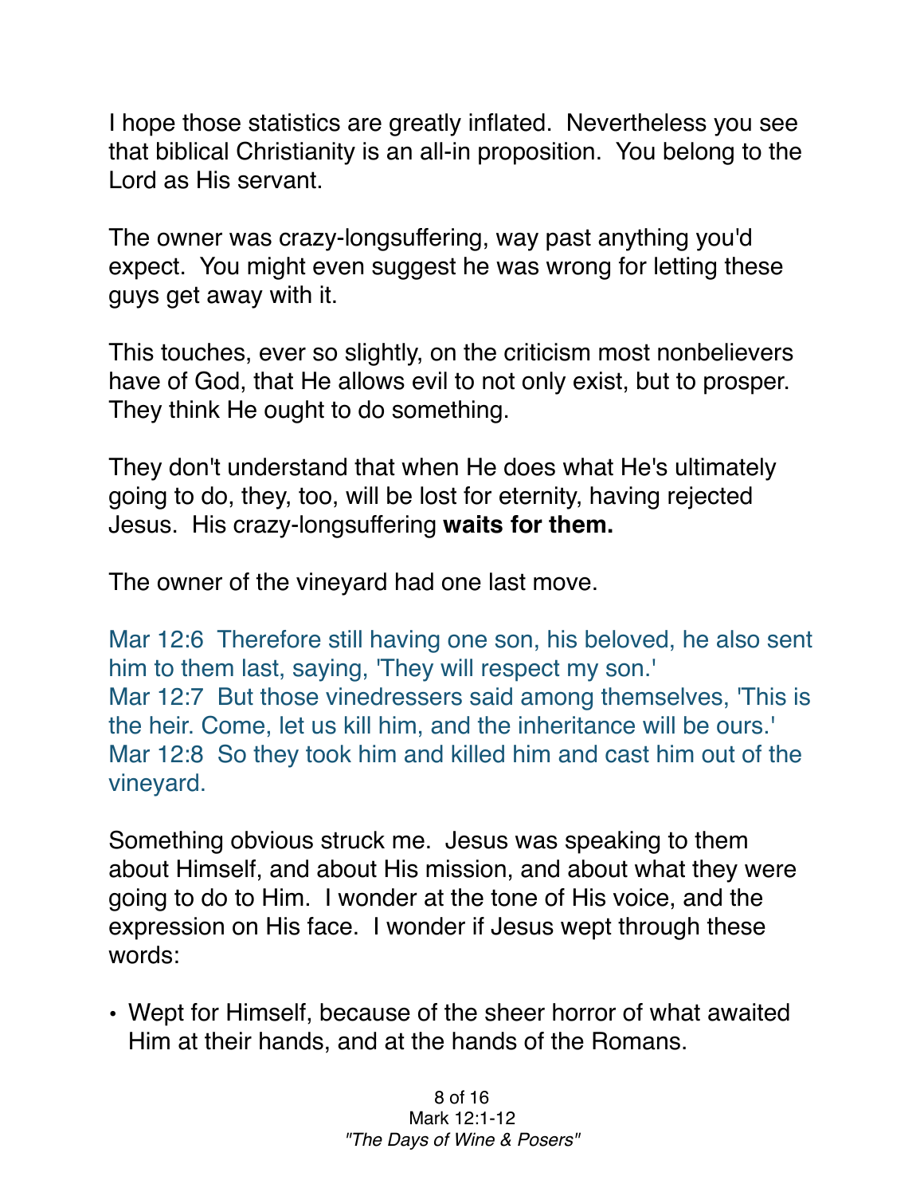I hope those statistics are greatly inflated. Nevertheless you see that biblical Christianity is an all-in proposition. You belong to the Lord as His servant.

The owner was crazy-longsuffering, way past anything you'd expect. You might even suggest he was wrong for letting these guys get away with it.

This touches, ever so slightly, on the criticism most nonbelievers have of God, that He allows evil to not only exist, but to prosper. They think He ought to do something.

They don't understand that when He does what He's ultimately going to do, they, too, will be lost for eternity, having rejected Jesus. His crazy-longsuffering **waits for them.**

The owner of the vineyard had one last move.

Mar 12:6 Therefore still having one son, his beloved, he also sent him to them last, saying, 'They will respect my son.'
Mar 12:7 But those vinedressers said among themselves, 'This is the heir. Come, let us kill him, and the inheritance will be ours.'
Mar 12:8 So they took him and killed him and cast him out of the vineyard.

Something obvious struck me. Jesus was speaking to them about Himself, and about His mission, and about what they were going to do to Him. I wonder at the tone of His voice, and the expression on His face. I wonder if Jesus wept through these words:

- Wept for Himself, because of the sheer horror of what awaited Him at their hands, and at the hands of the Romans.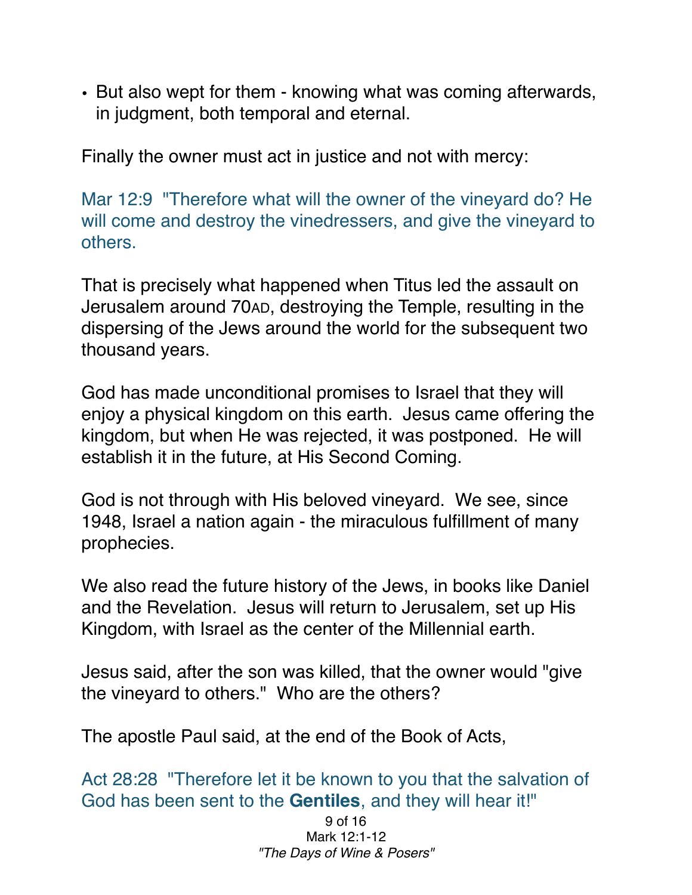- But also wept for them - knowing what was coming afterwards, in judgment, both temporal and eternal.

Finally the owner must act in justice and not with mercy:

Mar 12:9 "Therefore what will the owner of the vineyard do? He will come and destroy the vinedressers, and give the vineyard to others.

That is precisely what happened when Titus led the assault on Jerusalem around 70AD, destroying the Temple, resulting in the dispersing of the Jews around the world for the subsequent two thousand years.

God has made unconditional promises to Israel that they will enjoy a physical kingdom on this earth. Jesus came offering the kingdom, but when He was rejected, it was postponed. He will establish it in the future, at His Second Coming.

God is not through with His beloved vineyard. We see, since 1948, Israel a nation again - the miraculous fulfillment of many prophecies.

We also read the future history of the Jews, in books like Daniel and the Revelation. Jesus will return to Jerusalem, set up His Kingdom, with Israel as the center of the Millennial earth.

Jesus said, after the son was killed, that the owner would "give the vineyard to others." Who are the others?

The apostle Paul said, at the end of the Book of Acts,

Act 28:28 "Therefore let it be known to you that the salvation of God has been sent to the **Gentiles**, and they will hear it!"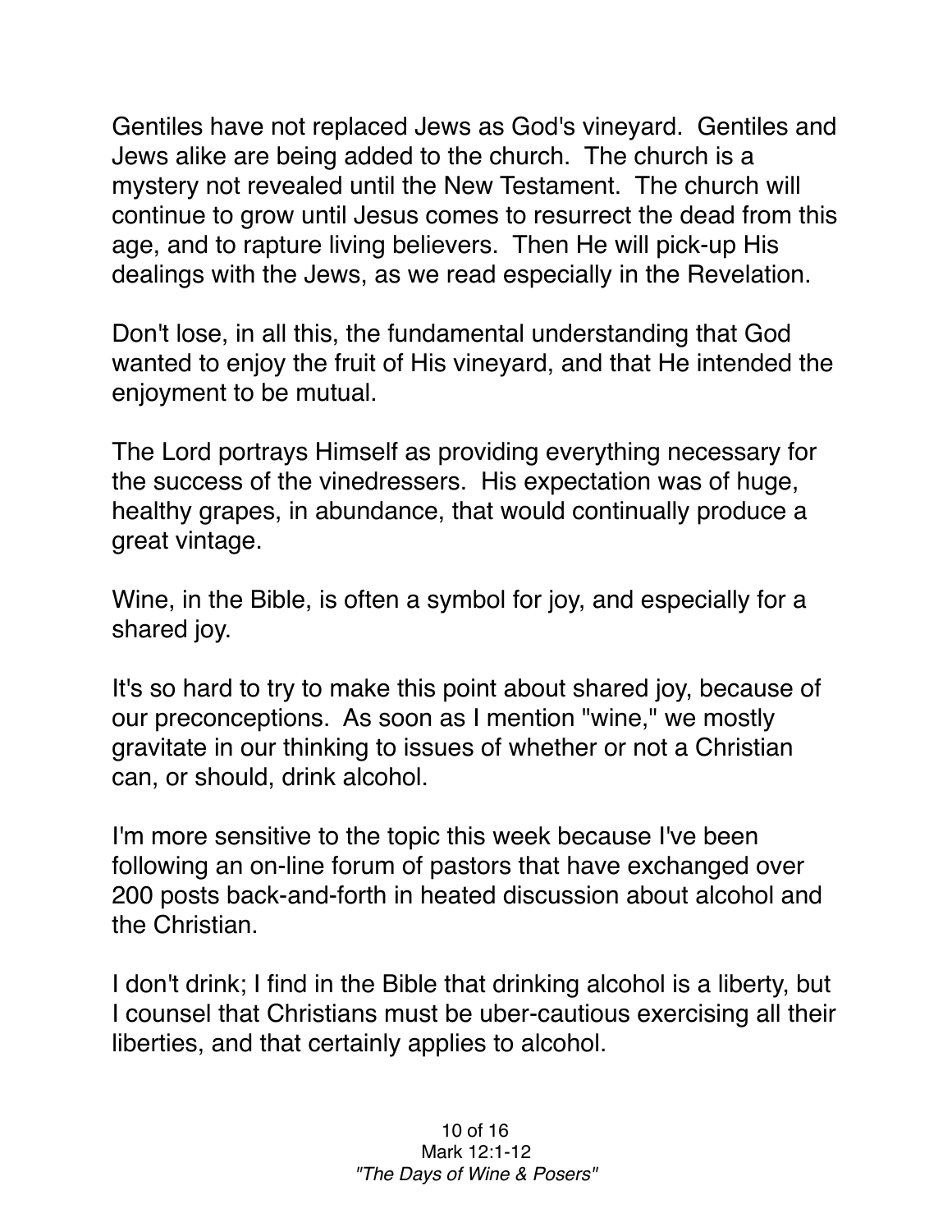Gentiles have not replaced Jews as God's vineyard. Gentiles and Jews alike are being added to the church. The church is a mystery not revealed until the New Testament. The church will continue to grow until Jesus comes to resurrect the dead from this age, and to rapture living believers. Then He will pick-up His dealings with the Jews, as we read especially in the Revelation.

Don't lose, in all this, the fundamental understanding that God wanted to enjoy the fruit of His vineyard, and that He intended the enjoyment to be mutual.

The Lord portrays Himself as providing everything necessary for the success of the vinedressers. His expectation was of huge, healthy grapes, in abundance, that would continually produce a great vintage.

Wine, in the Bible, is often a symbol for joy, and especially for a shared joy.

It's so hard to try to make this point about shared joy, because of our preconceptions. As soon as I mention "wine," we mostly gravitate in our thinking to issues of whether or not a Christian can, or should, drink alcohol.

I'm more sensitive to the topic this week because I've been following an on-line forum of pastors that have exchanged over 200 posts back-and-forth in heated discussion about alcohol and the Christian.

I don't drink; I find in the Bible that drinking alcohol is a liberty, but I counsel that Christians must be uber-cautious exercising all their liberties, and that certainly applies to alcohol.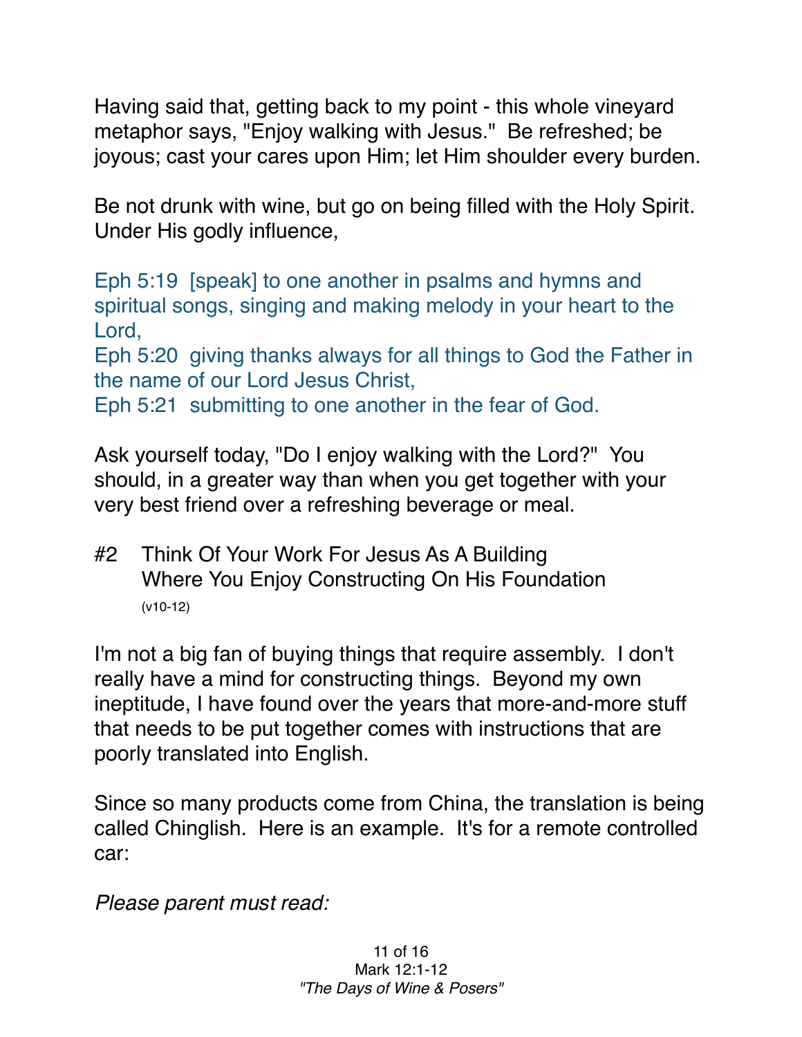Having said that, getting back to my point - this whole vineyard metaphor says, "Enjoy walking with Jesus." Be refreshed; be joyous; cast your cares upon Him; let Him shoulder every burden.

Be not drunk with wine, but go on being filled with the Holy Spirit. Under His godly influence,

Eph 5:19 [speak] to one another in psalms and hymns and spiritual songs, singing and making melody in your heart to the Lord,
Eph 5:20 giving thanks always for all things to God the Father in the name of our Lord Jesus Christ,
Eph 5:21 submitting to one another in the fear of God.

Ask yourself today, "Do I enjoy walking with the Lord?" You should, in a greater way than when you get together with your very best friend over a refreshing beverage or meal.

#2 Think Of Your Work For Jesus As A Building Where You Enjoy Constructing On His Foundation (v10-12)

I'm not a big fan of buying things that require assembly. I don't really have a mind for constructing things. Beyond my own ineptitude, I have found over the years that more-and-more stuff that needs to be put together comes with instructions that are poorly translated into English.

Since so many products come from China, the translation is being called Chinglish. Here is an example. It's for a remote controlled car:

*Please parent must read:*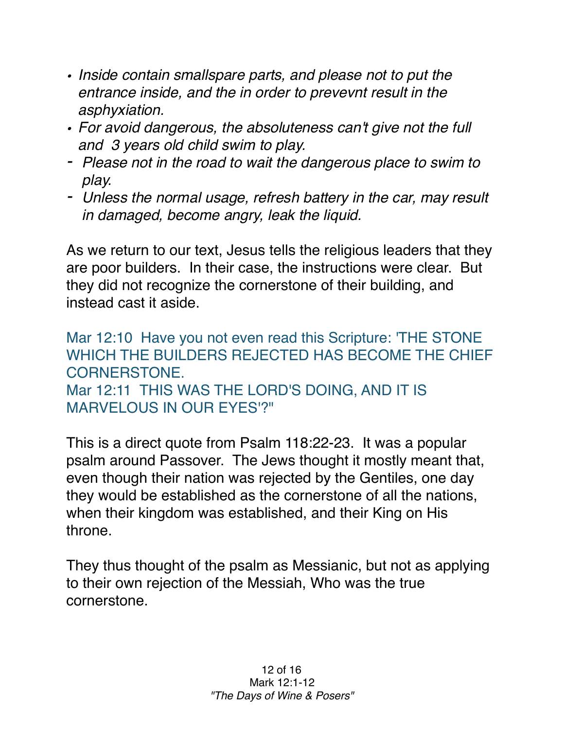- *Inside contain smallspare parts, and please not to put the entrance inside, and the in order to prevevnt result in the asphyxiation.*
- *For avoid dangerous, the absoluteness can't give not the full and  3 years old child swim to play.*
- *Please not in the road to wait the dangerous place to swim to play.*
- *Unless the normal usage, refresh battery in the car, may result in damaged, become angry, leak the liquid.*

As we return to our text, Jesus tells the religious leaders that they are poor builders.  In their case, the instructions were clear.  But they did not recognize the cornerstone of their building, and instead cast it aside.

Mar 12:10  Have you not even read this Scripture: 'THE STONE WHICH THE BUILDERS REJECTED HAS BECOME THE CHIEF CORNERSTONE.
Mar 12:11  THIS WAS THE LORD'S DOING, AND IT IS MARVELOUS IN OUR EYES'?"

This is a direct quote from Psalm 118:22-23.  It was a popular psalm around Passover.  The Jews thought it mostly meant that, even though their nation was rejected by the Gentiles, one day they would be established as the cornerstone of all the nations, when their kingdom was established, and their King on His throne.

They thus thought of the psalm as Messianic, but not as applying to their own rejection of the Messiah, Who was the true cornerstone.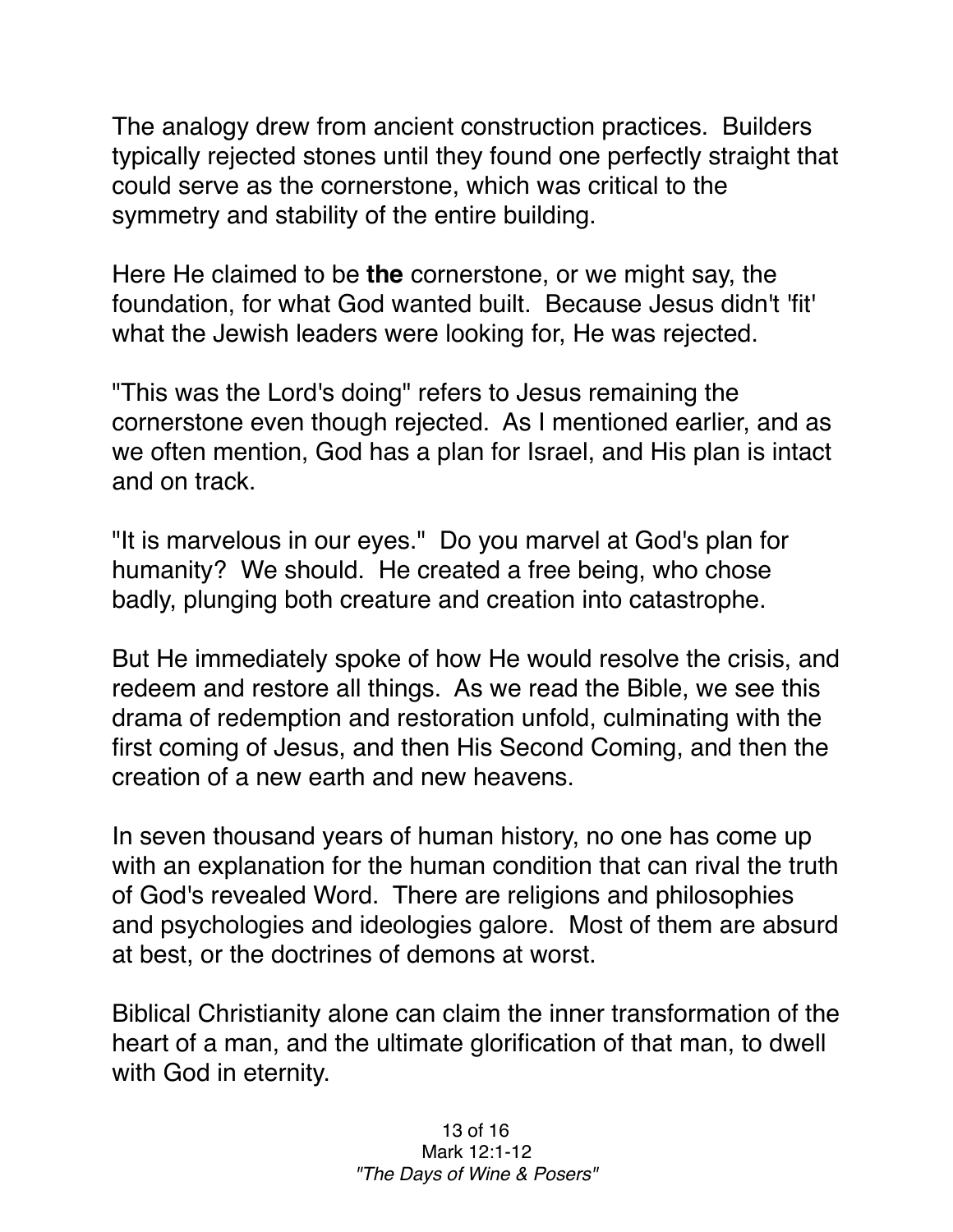The analogy drew from ancient construction practices. Builders typically rejected stones until they found one perfectly straight that could serve as the cornerstone, which was critical to the symmetry and stability of the entire building.

Here He claimed to be **the** cornerstone, or we might say, the foundation, for what God wanted built. Because Jesus didn't 'fit' what the Jewish leaders were looking for, He was rejected.

"This was the Lord's doing" refers to Jesus remaining the cornerstone even though rejected. As I mentioned earlier, and as we often mention, God has a plan for Israel, and His plan is intact and on track.

"It is marvelous in our eyes." Do you marvel at God's plan for humanity? We should. He created a free being, who chose badly, plunging both creature and creation into catastrophe.

But He immediately spoke of how He would resolve the crisis, and redeem and restore all things. As we read the Bible, we see this drama of redemption and restoration unfold, culminating with the first coming of Jesus, and then His Second Coming, and then the creation of a new earth and new heavens.

In seven thousand years of human history, no one has come up with an explanation for the human condition that can rival the truth of God's revealed Word. There are religions and philosophies and psychologies and ideologies galore. Most of them are absurd at best, or the doctrines of demons at worst.

Biblical Christianity alone can claim the inner transformation of the heart of a man, and the ultimate glorification of that man, to dwell with God in eternity.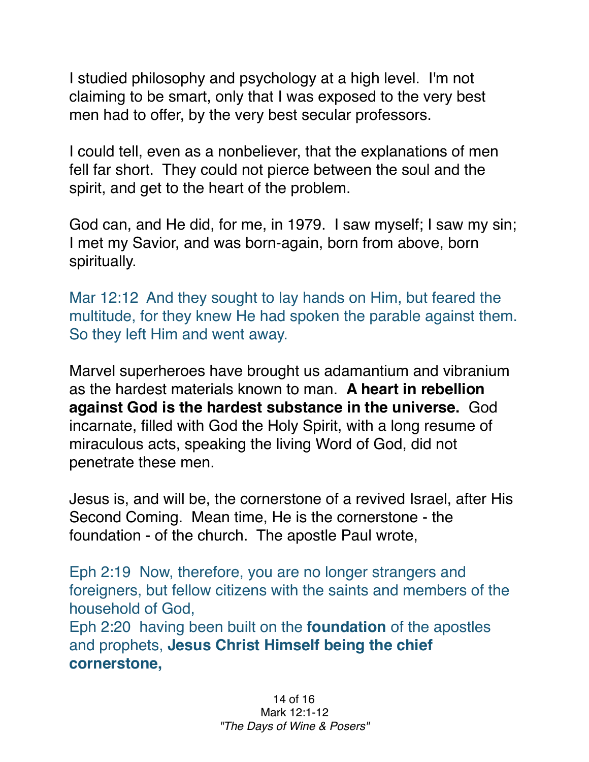I studied philosophy and psychology at a high level. I'm not claiming to be smart, only that I was exposed to the very best men had to offer, by the very best secular professors.

I could tell, even as a nonbeliever, that the explanations of men fell far short. They could not pierce between the soul and the spirit, and get to the heart of the problem.

God can, and He did, for me, in 1979. I saw myself; I saw my sin; I met my Savior, and was born-again, born from above, born spiritually.

Mar 12:12 And they sought to lay hands on Him, but feared the multitude, for they knew He had spoken the parable against them. So they left Him and went away.

Marvel superheroes have brought us adamantium and vibranium as the hardest materials known to man. **A heart in rebellion against God is the hardest substance in the universe.** God incarnate, filled with God the Holy Spirit, with a long resume of miraculous acts, speaking the living Word of God, did not penetrate these men.

Jesus is, and will be, the cornerstone of a revived Israel, after His Second Coming. Mean time, He is the cornerstone - the foundation - of the church. The apostle Paul wrote,

Eph 2:19 Now, therefore, you are no longer strangers and foreigners, but fellow citizens with the saints and members of the household of God,
Eph 2:20 having been built on the **foundation** of the apostles and prophets, **Jesus Christ Himself being the chief cornerstone,**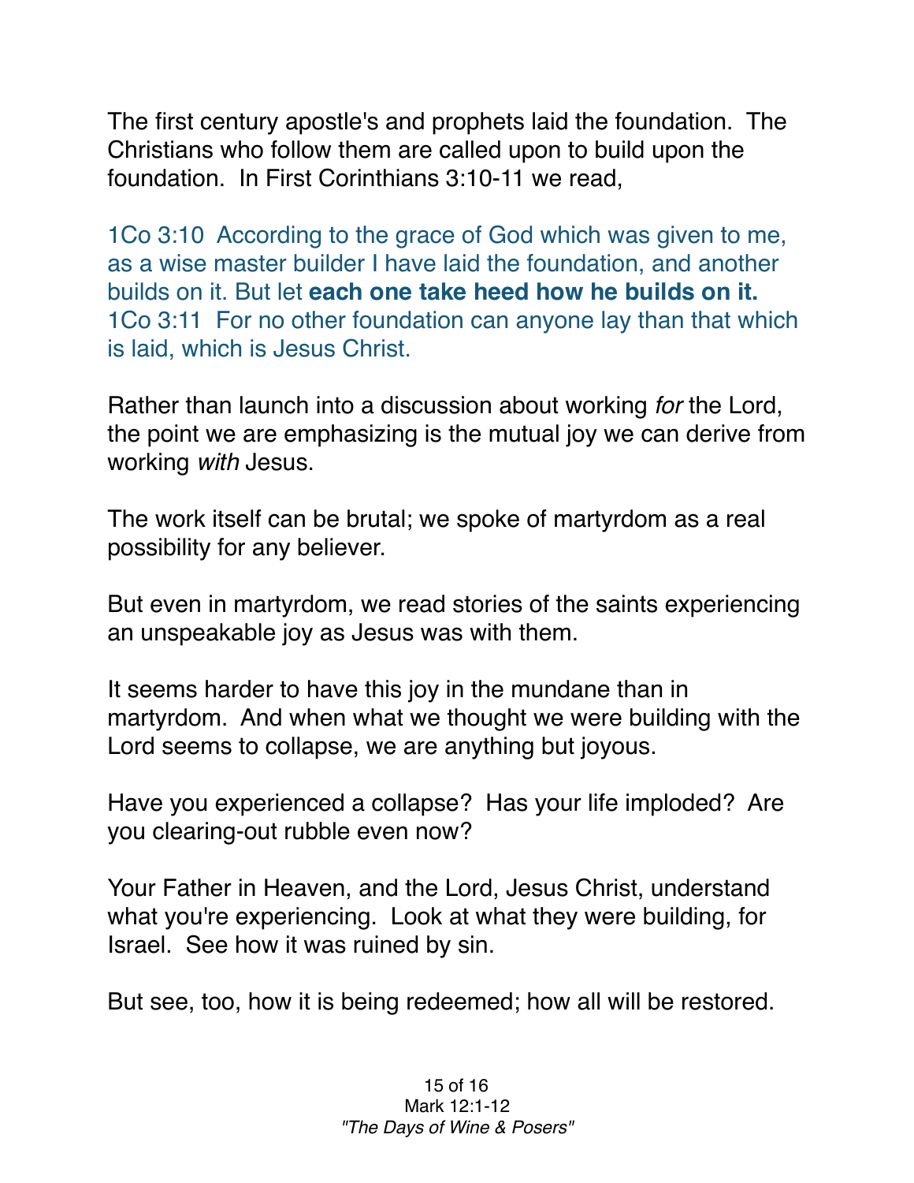The first century apostle's and prophets laid the foundation. The Christians who follow them are called upon to build upon the foundation. In First Corinthians 3:10-11 we read,

1Co 3:10 According to the grace of God which was given to me, as a wise master builder I have laid the foundation, and another builds on it. But let **each one take heed how he builds on it.**
1Co 3:11 For no other foundation can anyone lay than that which is laid, which is Jesus Christ.

Rather than launch into a discussion about working *for* the Lord, the point we are emphasizing is the mutual joy we can derive from working *with* Jesus.

The work itself can be brutal; we spoke of martyrdom as a real possibility for any believer.

But even in martyrdom, we read stories of the saints experiencing an unspeakable joy as Jesus was with them.

It seems harder to have this joy in the mundane than in martyrdom. And when what we thought we were building with the Lord seems to collapse, we are anything but joyous.

Have you experienced a collapse? Has your life imploded? Are you clearing-out rubble even now?

Your Father in Heaven, and the Lord, Jesus Christ, understand what you're experiencing. Look at what they were building, for Israel. See how it was ruined by sin.

But see, too, how it is being redeemed; how all will be restored.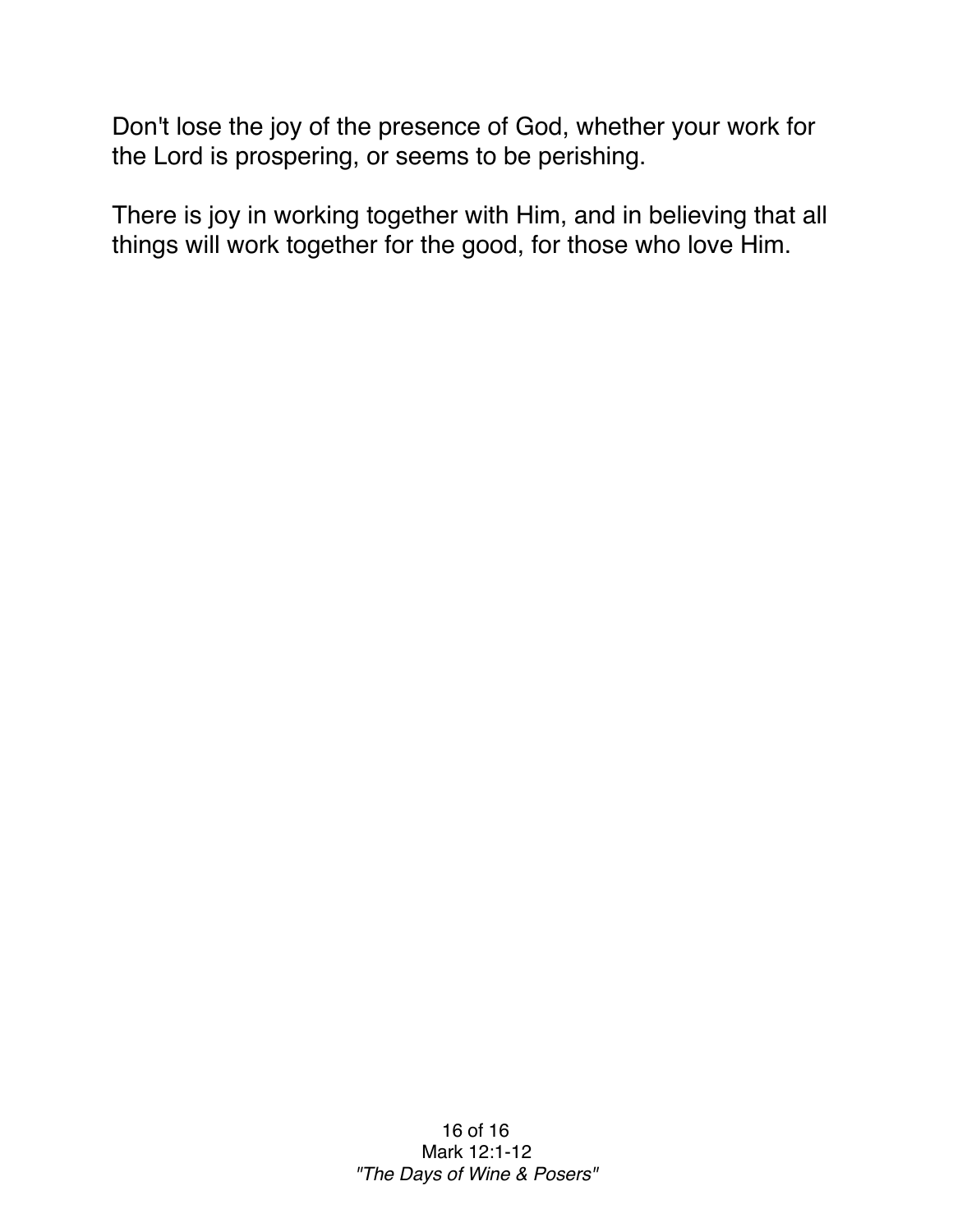Don't lose the joy of the presence of God, whether your work for the Lord is prospering, or seems to be perishing.

There is joy in working together with Him, and in believing that all things will work together for the good, for those who love Him.